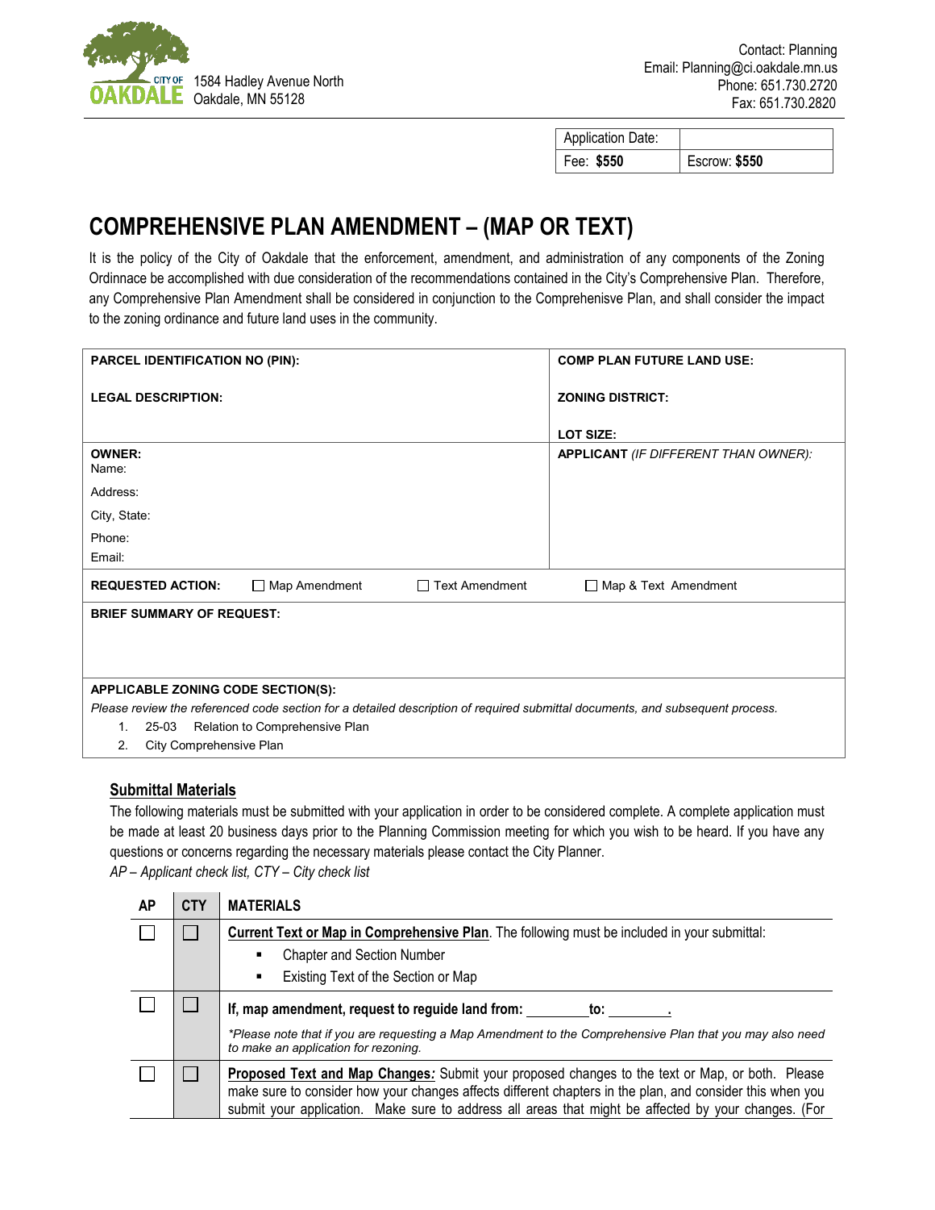CITY OF OAKDALE
1584 Hadley Avenue North
Oakdale, MN 55128

Contact: Planning
Email: Planning@ci.oakdale.mn.us
Phone: 651.730.2720
Fax: 651.730.2820

| Application Date: | |
|---|---|
| Fee: **$550** | Escrow: **$550** |

# COMPREHENSIVE PLAN AMENDMENT – (MAP OR TEXT)

It is the policy of the City of Oakdale that the enforcement, amendment, and administration of any components of the Zoning Ordinnace be accomplished with due consideration of the recommendations contained in the City's Comprehensive Plan. Therefore, any Comprehensive Plan Amendment shall be considered in conjunction to the Comprehenisve Plan, and shall consider the impact to the zoning ordinance and future land uses in the community.

| | |
|---|---|
| **PARCEL IDENTIFICATION NO (PIN):**<br><br>**LEGAL DESCRIPTION:** | **COMP PLAN FUTURE LAND USE:**<br><br>**ZONING DISTRICT:**<br><br>**LOT SIZE:** |
| **OWNER:**<br>Name:<br>Address:<br>City, State:<br>Phone:<br>Email: | **APPLICANT** *(IF DIFFERENT THAN OWNER):* |

**REQUESTED ACTION:** ☐ Map Amendment ☐ Text Amendment ☐ Map & Text Amendment

**BRIEF SUMMARY OF REQUEST:**

**APPLICABLE ZONING CODE SECTION(S):**

*Please review the referenced code section for a detailed description of required submittal documents, and subsequent process.*

1. 25-03 Relation to Comprehensive Plan
2. City Comprehensive Plan

## Submittal Materials

The following materials must be submitted with your application in order to be considered complete. A complete application must be made at least 20 business days prior to the Planning Commission meeting for which you wish to be heard. If you have any questions or concerns regarding the necessary materials please contact the City Planner.

*AP – Applicant check list, CTY – City check list*

| AP | CTY | MATERIALS |
|---|---|---|
| ☐ | ☐ | **Current Text or Map in Comprehensive Plan**. The following must be included in your submittal:<br>▪ Chapter and Section Number<br>▪ Existing Text of the Section or Map |
| ☐ | ☐ | **If, map amendment, request to reguide land from: ________ to: ________.**<br>*\*Please note that if you are requesting a Map Amendment to the Comprehensive Plan that you may also need to make an application for rezoning.* |
| ☐ | ☐ | **Proposed Text and Map Changes:** Submit your proposed changes to the text or Map, or both. Please make sure to consider how your changes affects different chapters in the plan, and consider this when you submit your application. Make sure to address all areas that might be affected by your changes. (For |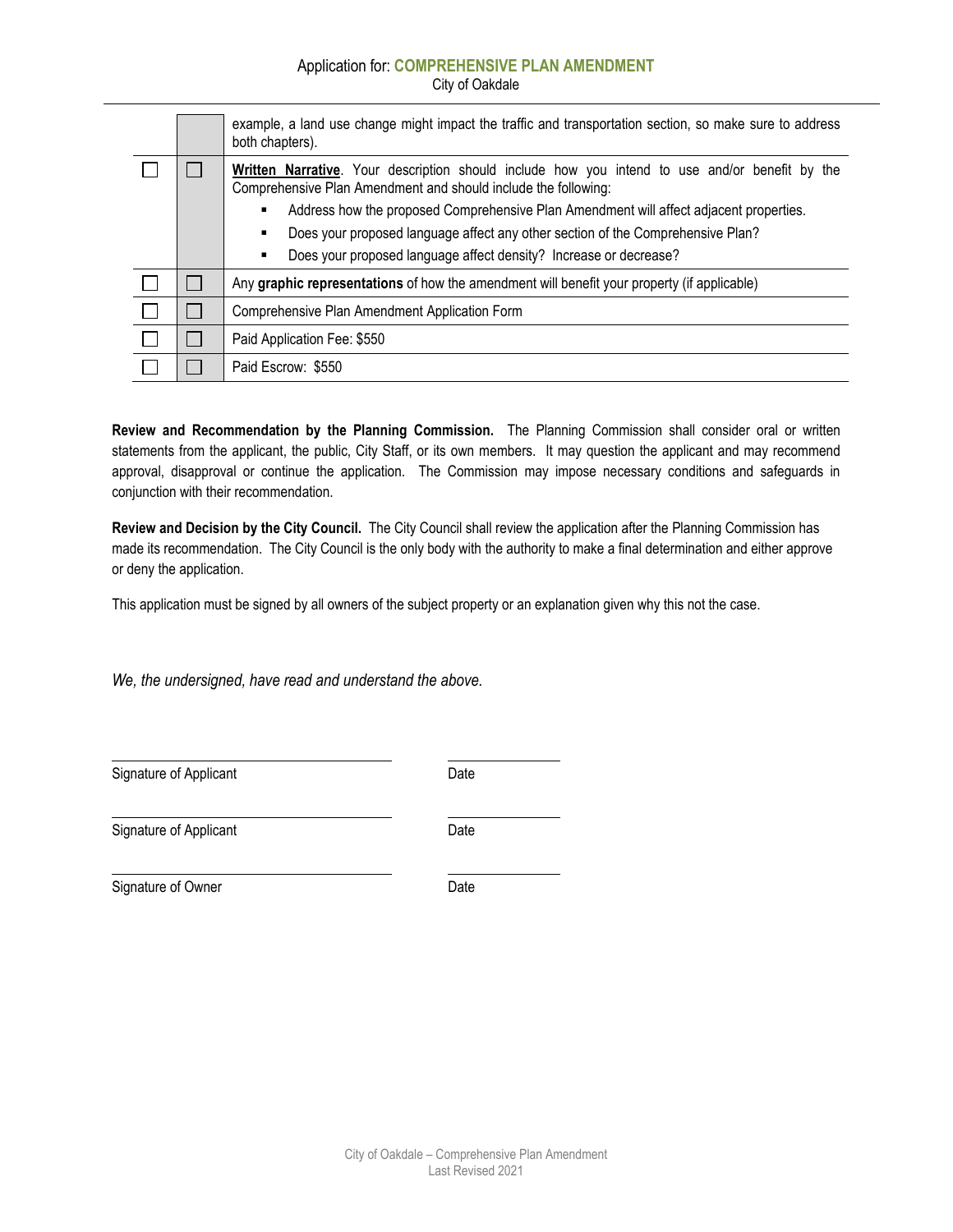| | | |
|---|---|---|
| | | example, a land use change might impact the traffic and transportation section, so make sure to address both chapters). |
| ☐ | ☐ | **Written Narrative**. Your description should include how you intend to use and/or benefit by the Comprehensive Plan Amendment and should include the following:<br>▪ Address how the proposed Comprehensive Plan Amendment will affect adjacent properties.<br>▪ Does your proposed language affect any other section of the Comprehensive Plan?<br>▪ Does your proposed language affect density? Increase or decrease? |
| ☐ | ☐ | Any **graphic representations** of how the amendment will benefit your property (if applicable) |
| ☐ | ☐ | Comprehensive Plan Amendment Application Form |
| ☐ | ☐ | Paid Application Fee: $550 |
| ☐ | ☐ | Paid Escrow: $550 |

**Review and Recommendation by the Planning Commission.** The Planning Commission shall consider oral or written statements from the applicant, the public, City Staff, or its own members. It may question the applicant and may recommend approval, disapproval or continue the application. The Commission may impose necessary conditions and safeguards in conjunction with their recommendation.

**Review and Decision by the City Council.** The City Council shall review the application after the Planning Commission has made its recommendation. The City Council is the only body with the authority to make a final determination and either approve or deny the application.

This application must be signed by all owners of the subject property or an explanation given why this not the case.

*We, the undersigned, have read and understand the above.*

______________________________ ____________
Signature of Applicant Date

______________________________ ____________
Signature of Applicant Date

______________________________ ____________
Signature of Owner Date